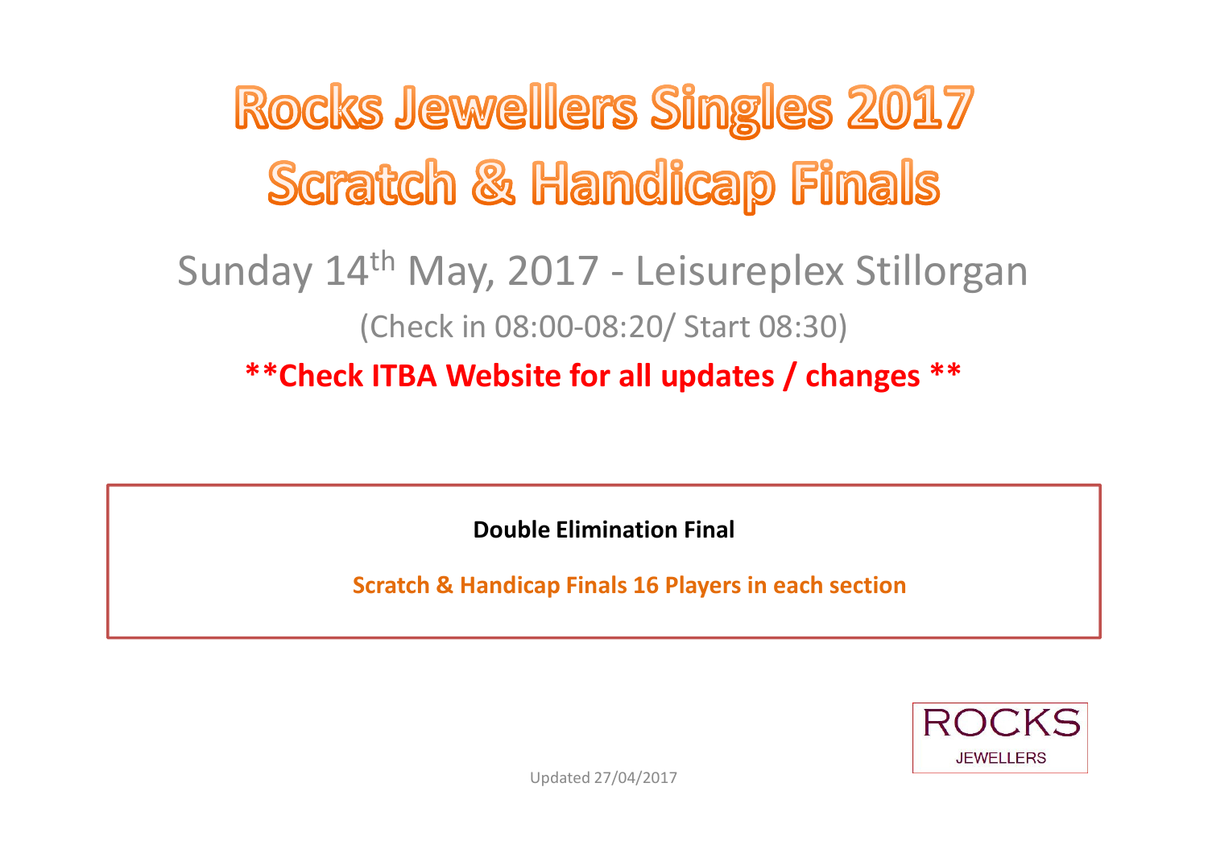# Rocks Jewellers Singles 2017
# Scratch & Handicap Finals

## Sunday 14th May, 2017 - Leisureplex Stillorgan

(Check in 08:00-08:20/ Start 08:30)

**\*\*Check ITBA Website for all updates / changes \*\***

**Double Elimination Final**

**Scratch & Handicap Finals 16 Players in each section**

ROCKS JEWELLERS

Updated 27/04/2017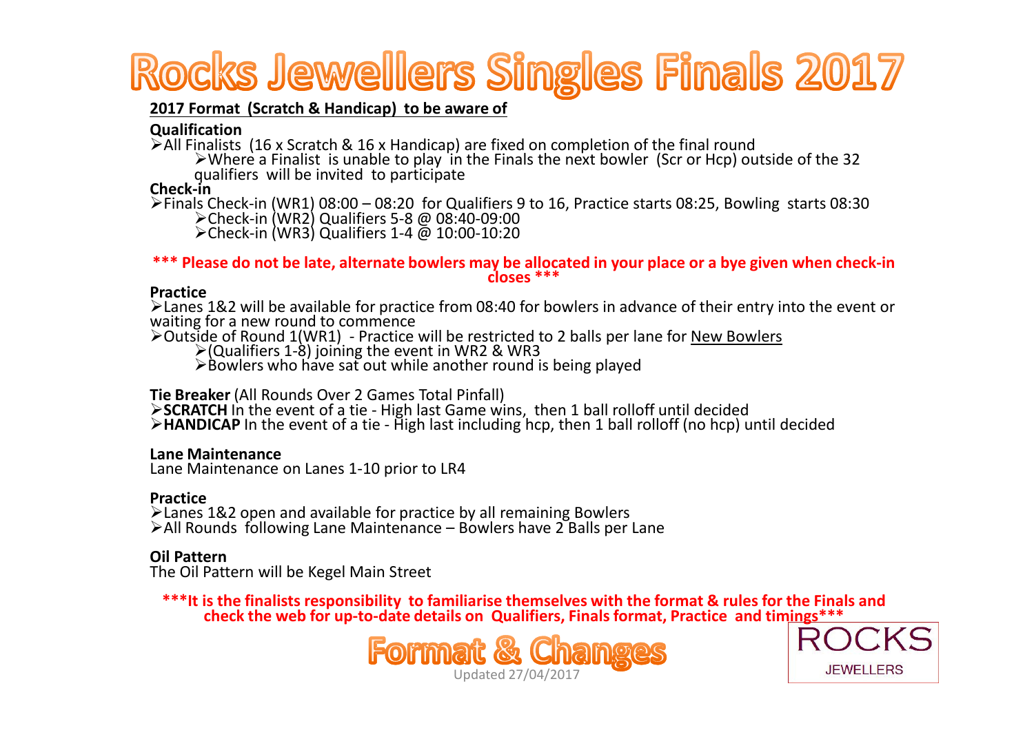# Rocks Jewellers Singles Finals 2017

**2017 Format (Scratch & Handicap) to be aware of**

**Qualification**

- All Finalists (16 x Scratch & 16 x Handicap) are fixed on completion of the final round
  - Where a Finalist is unable to play in the Finals the next bowler (Scr or Hcp) outside of the 32 qualifiers will be invited to participate

**Check-in**

- Finals Check-in (WR1) 08:00 – 08:20 for Qualifiers 9 to 16, Practice starts 08:25, Bowling starts 08:30
  - Check-in (WR2) Qualifiers 5-8 @ 08:40-09:00
  - Check-in (WR3) Qualifiers 1-4 @ 10:00-10:20

**\*\*\* Please do not be late, alternate bowlers may be allocated in your place or a bye given when check-in closes \*\*\***

**Practice**

- Lanes 1&2 will be available for practice from 08:40 for bowlers in advance of their entry into the event or waiting for a new round to commence
- Outside of Round 1(WR1) - Practice will be restricted to 2 balls per lane for New Bowlers
  - (Qualifiers 1-8) joining the event in WR2 & WR3
  - Bowlers who have sat out while another round is being played

**Tie Breaker** (All Rounds Over 2 Games Total Pinfall)

- **SCRATCH** In the event of a tie - High last Game wins, then 1 ball rolloff until decided
- **HANDICAP** In the event of a tie - High last including hcp, then 1 ball rolloff (no hcp) until decided

**Lane Maintenance**

Lane Maintenance on Lanes 1-10 prior to LR4

**Practice**

- Lanes 1&2 open and available for practice by all remaining Bowlers
- All Rounds following Lane Maintenance – Bowlers have 2 Balls per Lane

**Oil Pattern**

The Oil Pattern will be Kegel Main Street

**\*\*\*It is the finalists responsibility to familiarise themselves with the format & rules for the Finals and check the web for up-to-date details on Qualifiers, Finals format, Practice and timings\*\*\***

## Format & Changes

Updated 27/04/2017

ROCKS JEWELLERS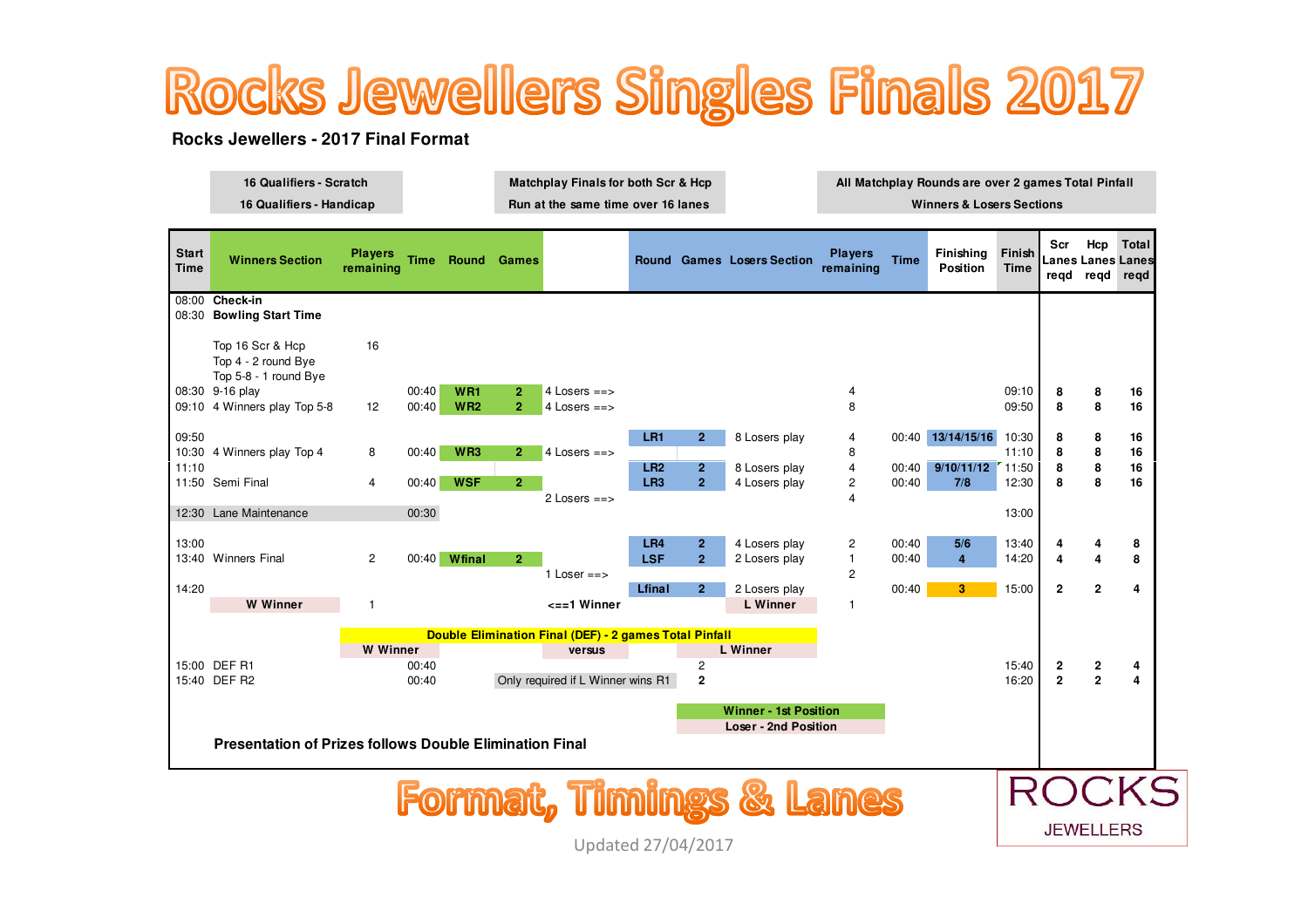# Rocks Jewellers Singles Finals 2017

**Rocks Jewellers - 2017 Final Format**

| 16 Qualifiers - Scratch | Matchplay Finals for both Scr & Hcp | All Matchplay Rounds are over 2 games Total Pinfall |
|---|---|---|
| 16 Qualifiers - Handicap | Run at the same time over 16 lanes | Winners & Losers Sections |

| Start Time | Winners Section | Players remaining | Time | Round | Games | | Round | Games | Losers Section | Players remaining | Time | Finishing Position | Finish Time | Scr Lanes reqd | Hcp Lanes reqd | Total Lanes reqd |
|---|---|---|---|---|---|---|---|---|---|---|---|---|---|---|---|---|
| 08:00 | **Check-in** | | | | | | | | | | | | | | | |
| 08:30 | **Bowling Start Time** | | | | | | | | | | | | | | | |
| | Top 16 Scr & Hcp | 16 | | | | | | | | | | | | | | |
| | Top 4 - 2 round Bye | | | | | | | | | | | | | | | |
| | Top 5-8 - 1 round Bye | | | | | | | | | | | | | | | |
| 08:30 | 9-16 play | | 00:40 | WR1 | 2 | 4 Losers ==> | | | | 4 | | | 09:10 | 8 | 8 | 16 |
| 09:10 | 4 Winners play Top 5-8 | 12 | 00:40 | WR2 | 2 | 4 Losers ==> | | | | 8 | | | 09:50 | 8 | 8 | 16 |
| 09:50 | | | | | | | LR1 | 2 | 8 Losers play | 4 | 00:40 | 13/14/15/16 | 10:30 | 8 | 8 | 16 |
| 10:30 | 4 Winners play Top 4 | 8 | 00:40 | WR3 | 2 | 4 Losers ==> | | | | 8 | | | 11:10 | 8 | 8 | 16 |
| 11:10 | | | | | | | LR2 | 2 | 8 Losers play | 4 | 00:40 | 9/10/11/12 | 11:50 | 8 | 8 | 16 |
| 11:50 | Semi Final | 4 | 00:40 | WSF | 2 | | LR3 | 2 | 4 Losers play | 2 | 00:40 | 7/8 | 12:30 | 8 | 8 | 16 |
| | | | | | | 2 Losers ==> | | | | 4 | | | | | | |
| 12:30 | Lane Maintenance | | 00:30 | | | | | | | | | | 13:00 | | | |
| 13:00 | | | | | | | LR4 | 2 | 4 Losers play | 2 | 00:40 | 5/6 | 13:40 | 4 | 4 | 8 |
| 13:40 | Winners Final | 2 | 00:40 | Wfinal | 2 | | LSF | 2 | 2 Losers play | 1 | 00:40 | 4 | 14:20 | 4 | 4 | 8 |
| | | | | | | 1 Loser ==> | | | | 2 | | | | | | |
| 14:20 | | | | | | | Lfinal | 2 | 2 Losers play | | 00:40 | 3 | 15:00 | 2 | 2 | 4 |
| | **W Winner** | 1 | | | | <==1 Winner | | | **L Winner** | 1 | | | | | | |

**Double Elimination Final (DEF) - 2 games Total Pinfall**

| Start Time | | W Winner | versus | L Winner | | Finish Time | Scr Lanes reqd | Hcp Lanes reqd | Total Lanes reqd |
|---|---|---|---|---|---|---|---|---|---|
| 15:00 | DEF R1 | 00:40 | | 2 | | 15:40 | 2 | 2 | 4 |
| 15:40 | DEF R2 | 00:40 | Only required if L Winner wins R1 | 2 | | 16:20 | 2 | 2 | 4 |

**Winner - 1st Position**

**Loser - 2nd Position**

**Presentation of Prizes follows Double Elimination Final**

## Format, Timings & Lanes

ROCKS JEWELLERS

Updated 27/04/2017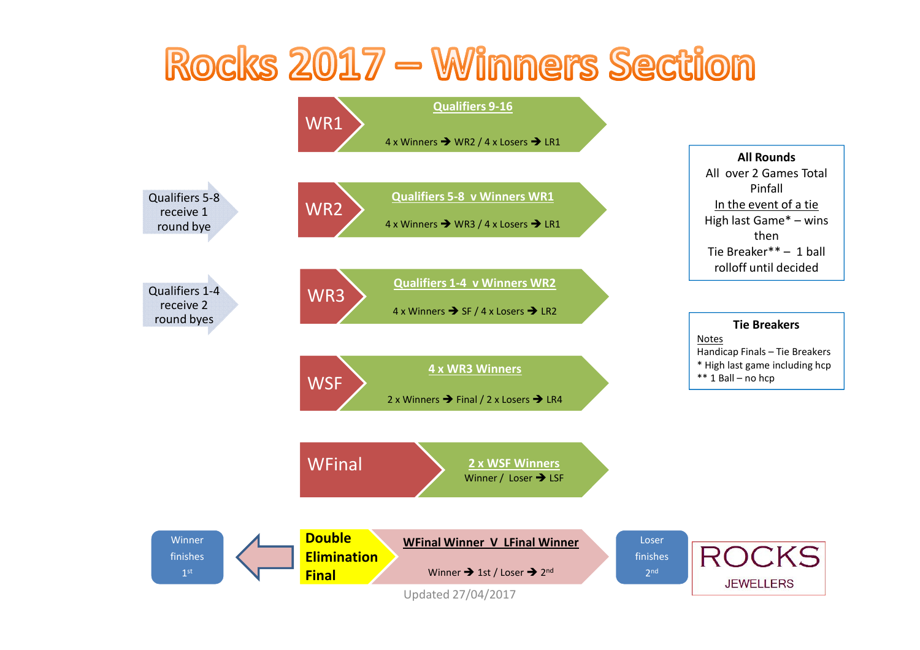# Rocks 2017 – Winners Section

**WR1**

**Qualifiers 9-16**

4 x Winners → WR2 / 4 x Losers → LR1

Qualifiers 5-8 receive 1 round bye

**WR2**

**Qualifiers 5-8 v Winners WR1**

4 x Winners → WR3 / 4 x Losers → LR1

Qualifiers 1-4 receive 2 round byes

**WR3**

**Qualifiers 1-4 v Winners WR2**

4 x Winners → SF / 4 x Losers → LR2

**WSF**

**4 x WR3 Winners**

2 x Winners → Final / 2 x Losers → LR4

**WFinal**

**2 x WSF Winners**

Winner / Loser → LSF

**Double Elimination Final**

**WFinal Winner V LFinal Winner**

Winner → 1st / Loser → 2nd

Winner finishes 1st

Loser finishes 2nd

**All Rounds**

All over 2 Games Total Pinfall

In the event of a tie

High last Game* – wins

then

Tie Breaker** – 1 ball rolloff until decided

**Tie Breakers**

Notes

Handicap Finals – Tie Breakers

* High last game including hcp

** 1 Ball – no hcp

ROCKS JEWELLERS

Updated 27/04/2017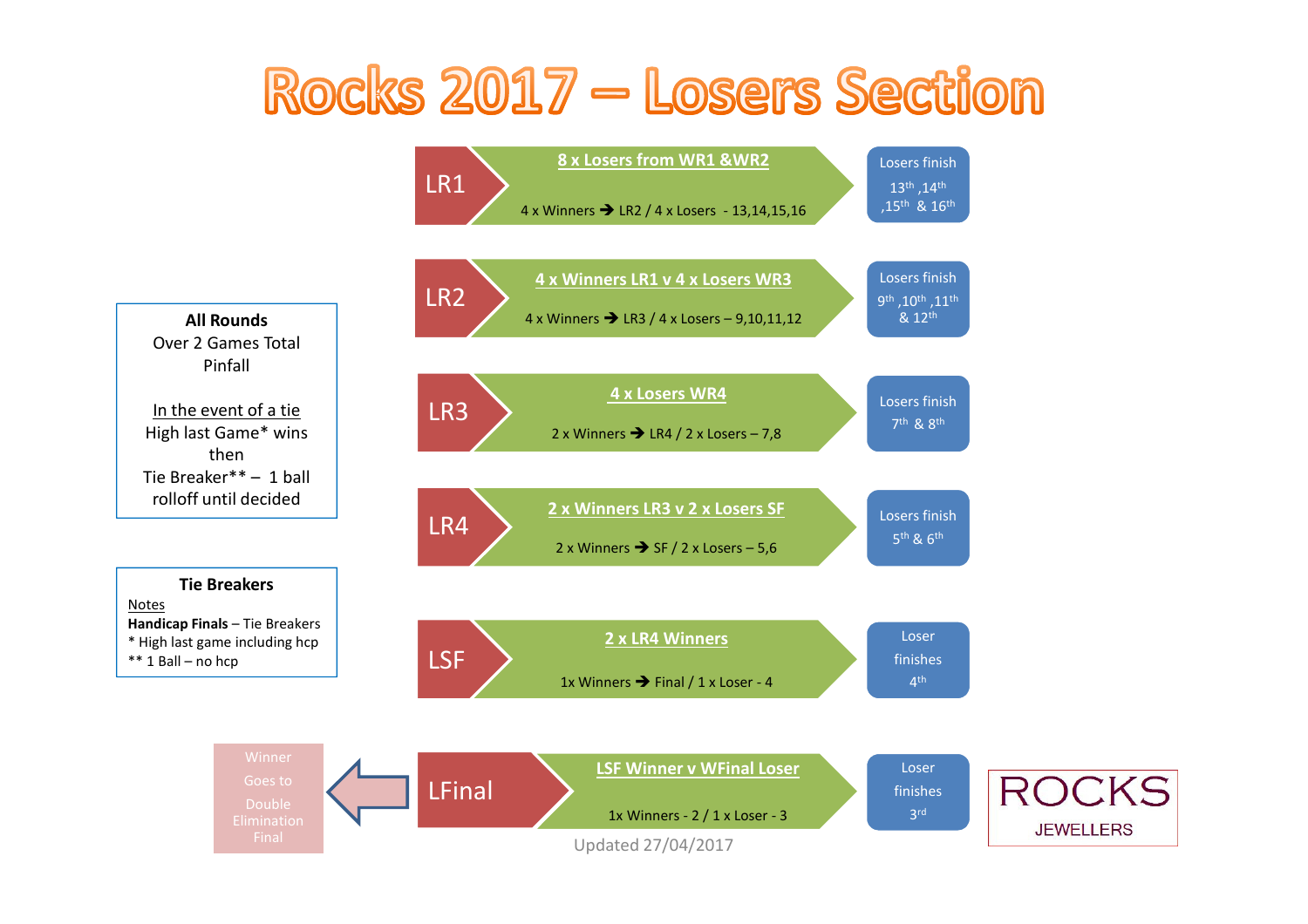# Rocks 2017 – Losers Section

**All Rounds**
Over 2 Games Total Pinfall

In the event of a tie
High last Game* wins
then
Tie Breaker** – 1 ball rolloff until decided

**Tie Breakers**
Notes
**Handicap Finals** – Tie Breakers
* High last game including hcp
** 1 Ball – no hcp

LR1
8 x Losers from WR1 &WR2
4 x Winners ➔ LR2 / 4 x Losers - 13,14,15,16
Losers finish 13th ,14th ,15th & 16th

LR2
4 x Winners LR1 v 4 x Losers WR3
4 x Winners ➔ LR3 / 4 x Losers – 9,10,11,12
Losers finish 9th ,10th ,11th & 12th

LR3
4 x Losers WR4
2 x Winners ➔ LR4 / 2 x Losers – 7,8
Losers finish 7th & 8th

LR4
2 x Winners LR3 v 2 x Losers SF
2 x Winners ➔ SF / 2 x Losers – 5,6
Losers finish 5th & 6th

LSF
2 x LR4 Winners
1x Winners ➔ Final / 1 x Loser - 4
Loser finishes 4th

LFinal
LSF Winner v WFinal Loser
1x Winners - 2 / 1 x Loser - 3
Loser finishes 3rd

Winner Goes to Double Elimination Final

Updated 27/04/2017

ROCKS JEWELLERS